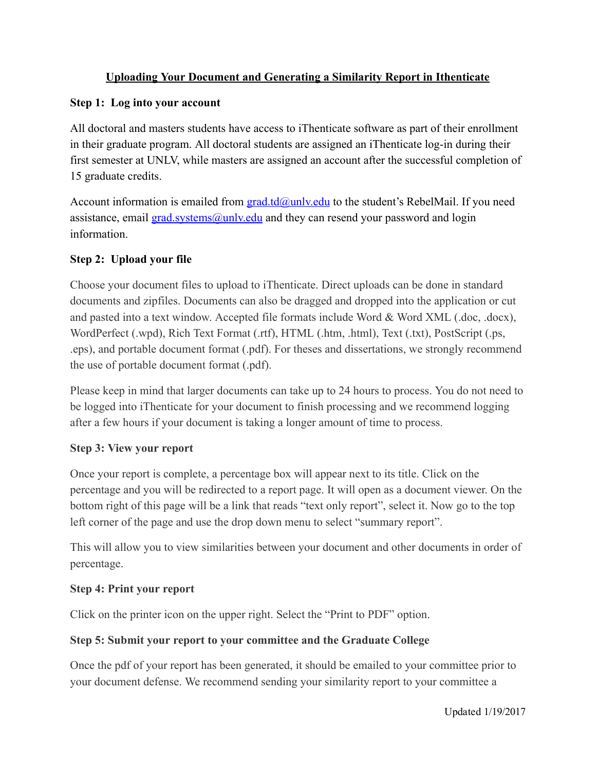# Uploading Your Document and Generating a Similarity Report in Ithenticate

## Step 1: Log into your account

All doctoral and masters students have access to iThenticate software as part of their enrollment in their graduate program. All doctoral students are assigned an iThenticate log-in during their first semester at UNLV, while masters are assigned an account after the successful completion of 15 graduate credits.

Account information is emailed from [grad.td@unlv.edu](mailto:grad.td@unlv.edu) to the student's RebelMail. If you need assistance, email [grad.systems@unlv.edu](mailto:grad.systems@unlv.edu) and they can resend your password and login information.

## Step 2: Upload your file

Choose your document files to upload to iThenticate. Direct uploads can be done in standard documents and zipfiles. Documents can also be dragged and dropped into the application or cut and pasted into a text window. Accepted file formats include Word & Word XML (.doc, .docx), WordPerfect (.wpd), Rich Text Format (.rtf), HTML (.htm, .html), Text (.txt), PostScript (.ps, .eps), and portable document format (.pdf). For theses and dissertations, we strongly recommend the use of portable document format (.pdf).

Please keep in mind that larger documents can take up to 24 hours to process. You do not need to be logged into iThenticate for your document to finish processing and we recommend logging after a few hours if your document is taking a longer amount of time to process.

## Step 3: View your report

Once your report is complete, a percentage box will appear next to its title. Click on the percentage and you will be redirected to a report page. It will open as a document viewer. On the bottom right of this page will be a link that reads "text only report", select it. Now go to the top left corner of the page and use the drop down menu to select "summary report".

This will allow you to view similarities between your document and other documents in order of percentage.

## Step 4: Print your report

Click on the printer icon on the upper right. Select the "Print to PDF" option.

## Step 5: Submit your report to your committee and the Graduate College

Once the pdf of your report has been generated, it should be emailed to your committee prior to your document defense. We recommend sending your similarity report to your committee a

Updated 1/19/2017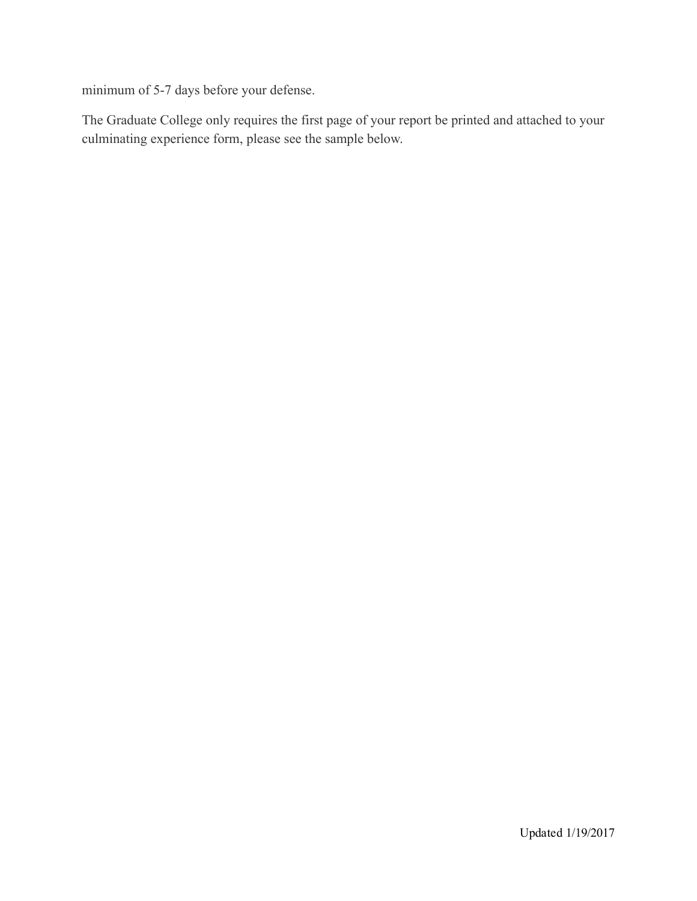minimum of 5-7 days before your defense.

The Graduate College only requires the first page of your report be printed and attached to your culminating experience form, please see the sample below.

Updated 1/19/2017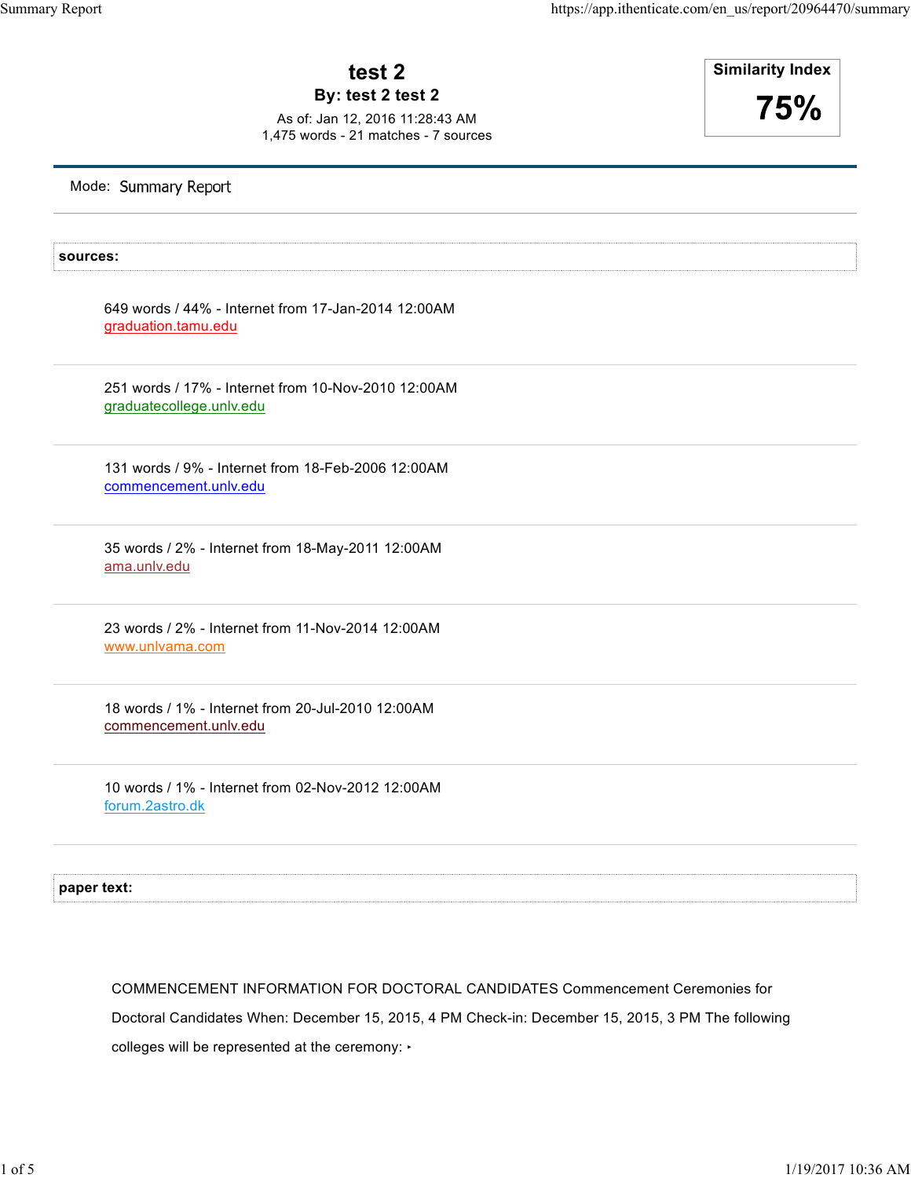# test 2

**By: test 2 test 2**

As of: Jan 12, 2016 11:28:43 AM

1,475 words - 21 matches - 7 sources

**Similarity Index**

**75%**

Mode: Summary Report

**sources:**

649 words / 44% - Internet from 17-Jan-2014 12:00AM
graduation.tamu.edu

251 words / 17% - Internet from 10-Nov-2010 12:00AM
graduatecollege.unlv.edu

131 words / 9% - Internet from 18-Feb-2006 12:00AM
commencement.unlv.edu

35 words / 2% - Internet from 18-May-2011 12:00AM
ama.unlv.edu

23 words / 2% - Internet from 11-Nov-2014 12:00AM
www.unlvama.com

18 words / 1% - Internet from 20-Jul-2010 12:00AM
commencement.unlv.edu

10 words / 1% - Internet from 02-Nov-2012 12:00AM
forum.2astro.dk

**paper text:**

COMMENCEMENT INFORMATION FOR DOCTORAL CANDIDATES Commencement Ceremonies for Doctoral Candidates When: December 15, 2015, 4 PM Check-in: December 15, 2015, 3 PM The following colleges will be represented at the ceremony: ‣